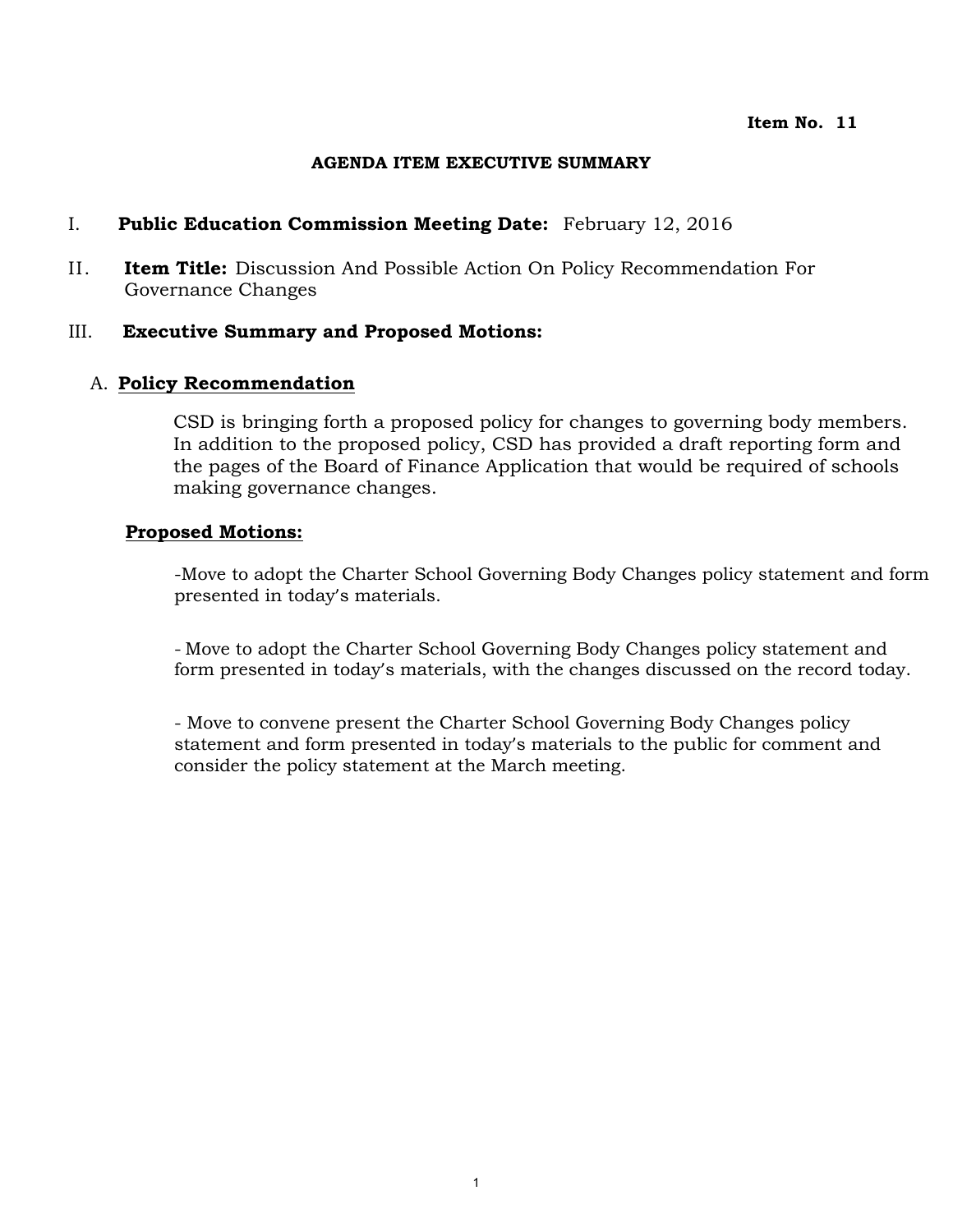**Item No. 11**

**AGENDA ITEM EXECUTIVE SUMMARY**

I. **Public Education Commission Meeting Date:** February 12, 2016

II. **Item Title:** Discussion And Possible Action On Policy Recommendation For Governance Changes

III. **Executive Summary and Proposed Motions:**

A. **Policy Recommendation**

CSD is bringing forth a proposed policy for changes to governing body members. In addition to the proposed policy, CSD has provided a draft reporting form and the pages of the Board of Finance Application that would be required of schools making governance changes.

**Proposed Motions:**

-Move to adopt the Charter School Governing Body Changes policy statement and form presented in today's materials.

- Move to adopt the Charter School Governing Body Changes policy statement and form presented in today's materials, with the changes discussed on the record today.

- Move to convene present the Charter School Governing Body Changes policy statement and form presented in today's materials to the public for comment and consider the policy statement at the March meeting.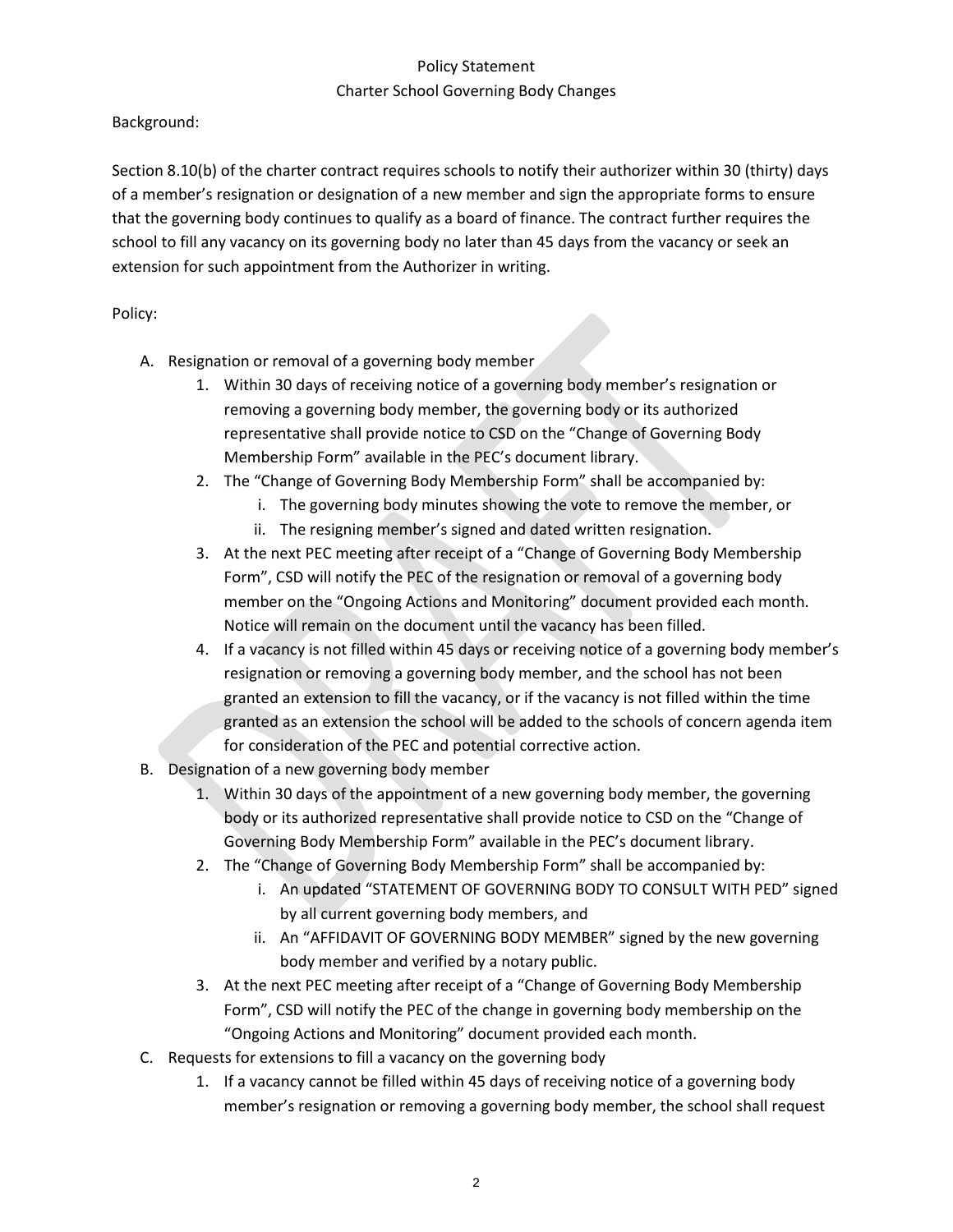Policy Statement

Charter School Governing Body Changes

Background:

Section 8.10(b) of the charter contract requires schools to notify their authorizer within 30 (thirty) days of a member's resignation or designation of a new member and sign the appropriate forms to ensure that the governing body continues to qualify as a board of finance. The contract further requires the school to fill any vacancy on its governing body no later than 45 days from the vacancy or seek an extension for such appointment from the Authorizer in writing.

Policy:

A. Resignation or removal of a governing body member
   1. Within 30 days of receiving notice of a governing body member's resignation or removing a governing body member, the governing body or its authorized representative shall provide notice to CSD on the "Change of Governing Body Membership Form" available in the PEC's document library.
   2. The "Change of Governing Body Membership Form" shall be accompanied by:
      i. The governing body minutes showing the vote to remove the member, or
      ii. The resigning member's signed and dated written resignation.
   3. At the next PEC meeting after receipt of a "Change of Governing Body Membership Form", CSD will notify the PEC of the resignation or removal of a governing body member on the "Ongoing Actions and Monitoring" document provided each month. Notice will remain on the document until the vacancy has been filled.
   4. If a vacancy is not filled within 45 days or receiving notice of a governing body member's resignation or removing a governing body member, and the school has not been granted an extension to fill the vacancy, or if the vacancy is not filled within the time granted as an extension the school will be added to the schools of concern agenda item for consideration of the PEC and potential corrective action.
B. Designation of a new governing body member
   1. Within 30 days of the appointment of a new governing body member, the governing body or its authorized representative shall provide notice to CSD on the "Change of Governing Body Membership Form" available in the PEC's document library.
   2. The "Change of Governing Body Membership Form" shall be accompanied by:
      i. An updated "STATEMENT OF GOVERNING BODY TO CONSULT WITH PED" signed by all current governing body members, and
      ii. An "AFFIDAVIT OF GOVERNING BODY MEMBER" signed by the new governing body member and verified by a notary public.
   3. At the next PEC meeting after receipt of a "Change of Governing Body Membership Form", CSD will notify the PEC of the change in governing body membership on the "Ongoing Actions and Monitoring" document provided each month.
C. Requests for extensions to fill a vacancy on the governing body
   1. If a vacancy cannot be filled within 45 days of receiving notice of a governing body member's resignation or removing a governing body member, the school shall request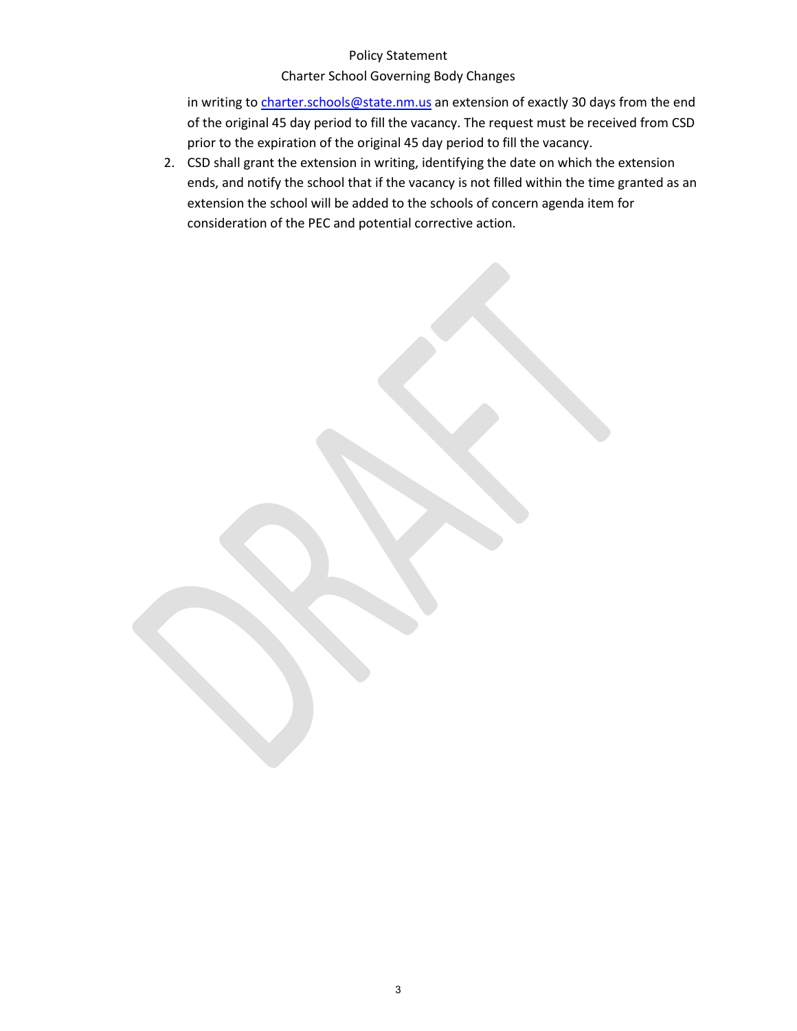in writing to [charter.schools@state.nm.us](mailto:charter.schools@state.nm.us) an extension of exactly 30 days from the end of the original 45 day period to fill the vacancy. The request must be received from CSD prior to the expiration of the original 45 day period to fill the vacancy.

2. CSD shall grant the extension in writing, identifying the date on which the extension ends, and notify the school that if the vacancy is not filled within the time granted as an extension the school will be added to the schools of concern agenda item for consideration of the PEC and potential corrective action.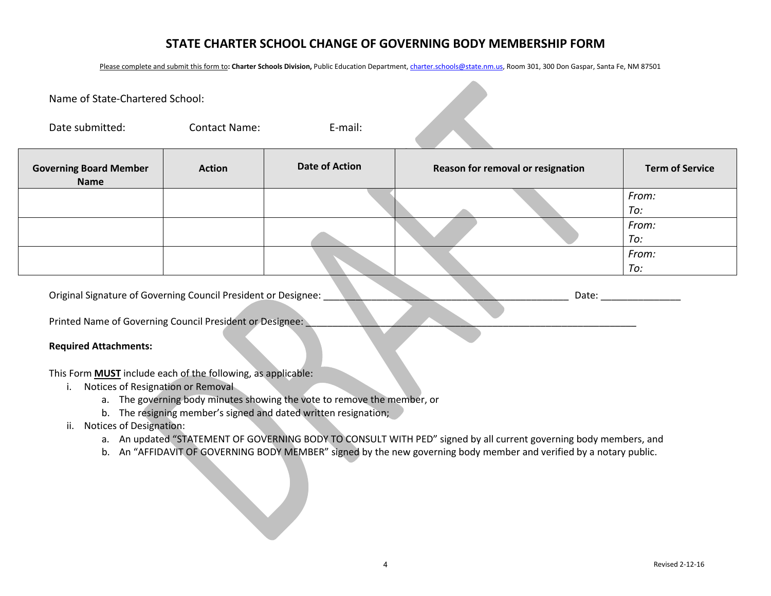# STATE CHARTER SCHOOL CHANGE OF GOVERNING BODY MEMBERSHIP FORM

Please complete and submit this form to: **Charter Schools Division,** Public Education Department, charter.schools@state.nm.us, Room 301, 300 Don Gaspar, Santa Fe, NM 87501

Name of State-Chartered School:

Date submitted: Contact Name: E-mail:

| Governing Board Member Name | Action | Date of Action | Reason for removal or resignation | Term of Service |
|---|---|---|---|---|
| | | | | *From:*<br>*To:* |
| | | | | *From:*<br>*To:* |
| | | | | *From:*<br>*To:* |

Original Signature of Governing Council President or Designee: ______________________________________________ Date: _______________

Printed Name of Governing Council President or Designee: _________________________________________________________________

**Required Attachments:**

This Form **MUST** include each of the following, as applicable:

i. Notices of Resignation or Removal
   a. The governing body minutes showing the vote to remove the member, or
   b. The resigning member's signed and dated written resignation;

ii. Notices of Designation:
   a. An updated "STATEMENT OF GOVERNING BODY TO CONSULT WITH PED" signed by all current governing body members, and
   b. An "AFFIDAVIT OF GOVERNING BODY MEMBER" signed by the new governing body member and verified by a notary public.

Revised 2-12-16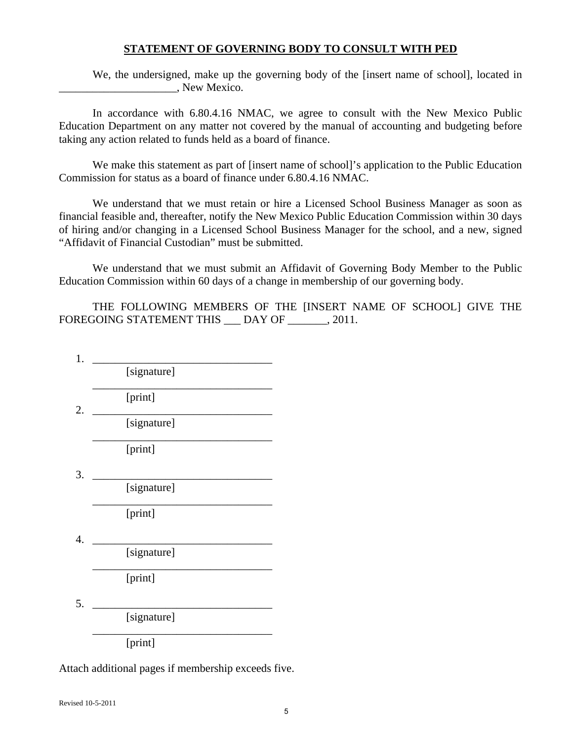## STATEMENT OF GOVERNING BODY TO CONSULT WITH PED

We, the undersigned, make up the governing body of the [insert name of school], located in _____________________, New Mexico.

In accordance with 6.80.4.16 NMAC, we agree to consult with the New Mexico Public Education Department on any matter not covered by the manual of accounting and budgeting before taking any action related to funds held as a board of finance.

We make this statement as part of [insert name of school]'s application to the Public Education Commission for status as a board of finance under 6.80.4.16 NMAC.

We understand that we must retain or hire a Licensed School Business Manager as soon as financial feasible and, thereafter, notify the New Mexico Public Education Commission within 30 days of hiring and/or changing in a Licensed School Business Manager for the school, and a new, signed "Affidavit of Financial Custodian" must be submitted.

We understand that we must submit an Affidavit of Governing Body Member to the Public Education Commission within 60 days of a change in membership of our governing body.

THE FOLLOWING MEMBERS OF THE [INSERT NAME OF SCHOOL] GIVE THE FOREGOING STATEMENT THIS ___ DAY OF _______, 2011.

1. ________________________________
   [signature]
   ________________________________
   [print]
2. ________________________________
   [signature]
   ________________________________
   [print]
3. ________________________________
   [signature]
   ________________________________
   [print]
4. ________________________________
   [signature]
   ________________________________
   [print]
5. ________________________________
   [signature]
   ________________________________
   [print]

Attach additional pages if membership exceeds five.

Revised 10-5-2011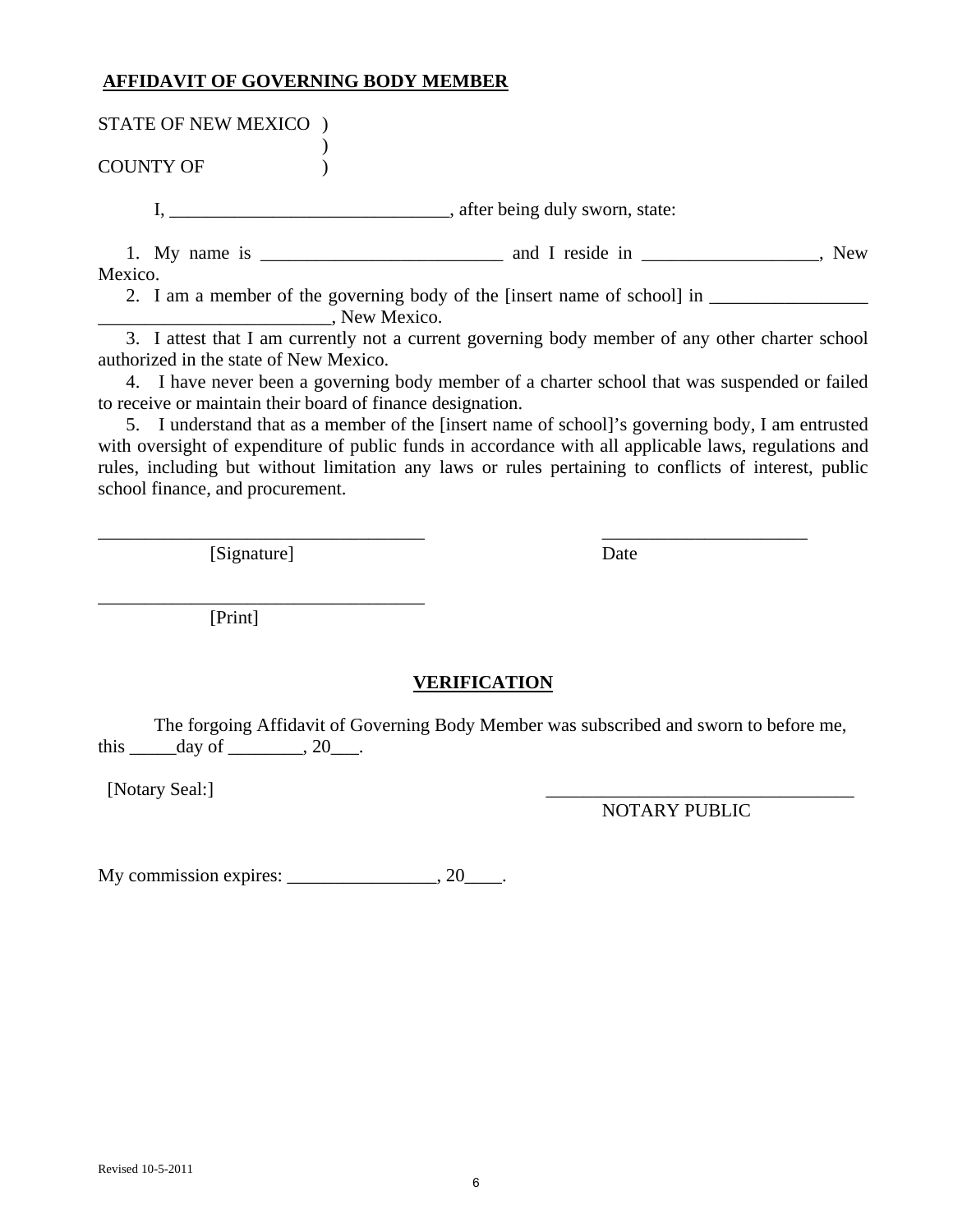**AFFIDAVIT OF GOVERNING BODY MEMBER**

STATE OF NEW MEXICO )
)
COUNTY OF )

I, ______________________________, after being duly sworn, state:

1. My name is __________________________ and I reside in ___________________, New Mexico.
2. I am a member of the governing body of the [insert name of school] in _________________ _________________________, New Mexico.
3. I attest that I am currently not a current governing body member of any other charter school authorized in the state of New Mexico.
4. I have never been a governing body member of a charter school that was suspended or failed to receive or maintain their board of finance designation.
5. I understand that as a member of the [insert name of school]'s governing body, I am entrusted with oversight of expenditure of public funds in accordance with all applicable laws, regulations and rules, including but without limitation any laws or rules pertaining to conflicts of interest, public school finance, and procurement.

____________________________________ ______________________
[Signature] Date

____________________________________
[Print]

**VERIFICATION**

The forgoing Affidavit of Governing Body Member was subscribed and sworn to before me, this _____day of ________, 20___.

[Notary Seal:] __________________________________
NOTARY PUBLIC

My commission expires: ________________, 20____.

Revised 10-5-2011